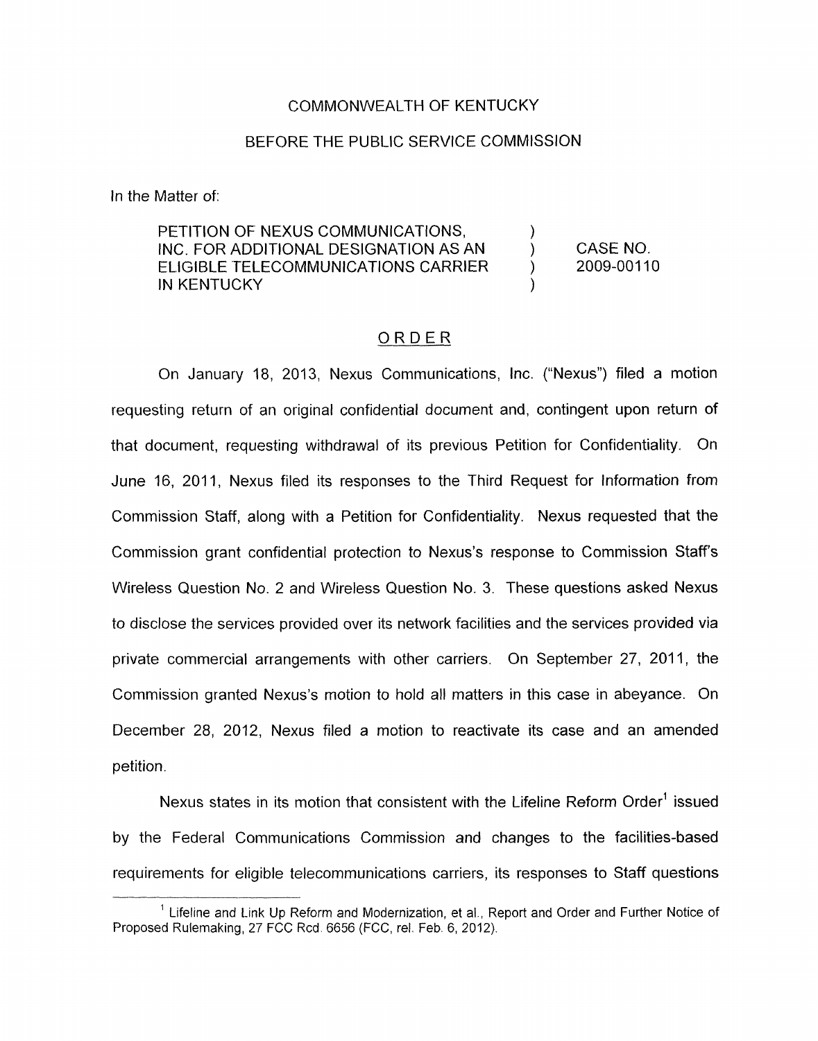COMMONWEALTH OF KENTUCKY

BEFORE THE PUBLIC SERVICE COMMISSION

In the Matter of:

| | | |
|---|---|---|
| PETITION OF NEXUS COMMUNICATIONS, INC. FOR ADDITIONAL DESIGNATION AS AN ELIGIBLE TELECOMMUNICATIONS CARRIER IN KENTUCKY | ) ) ) ) | CASE NO. 2009-00110 |

## ORDER

On January 18, 2013, Nexus Communications, Inc. ("Nexus") filed a motion requesting return of an original confidential document and, contingent upon return of that document, requesting withdrawal of its previous Petition for Confidentiality. On June 16, 2011, Nexus filed its responses to the Third Request for Information from Commission Staff, along with a Petition for Confidentiality. Nexus requested that the Commission grant confidential protection to Nexus's response to Commission Staff's Wireless Question No. 2 and Wireless Question No. 3. These questions asked Nexus to disclose the services provided over its network facilities and the services provided via private commercial arrangements with other carriers. On September 27, 2011, the Commission granted Nexus's motion to hold all matters in this case in abeyance. On December 28, 2012, Nexus filed a motion to reactivate its case and an amended petition.

Nexus states in its motion that consistent with the Lifeline Reform Order[1] issued by the Federal Communications Commission and changes to the facilities-based requirements for eligible telecommunications carriers, its responses to Staff questions

---

[1] Lifeline and Link Up Reform and Modernization, et al., Report and Order and Further Notice of Proposed Rulemaking, 27 FCC Rcd. 6656 (FCC, rel. Feb. 6, 2012).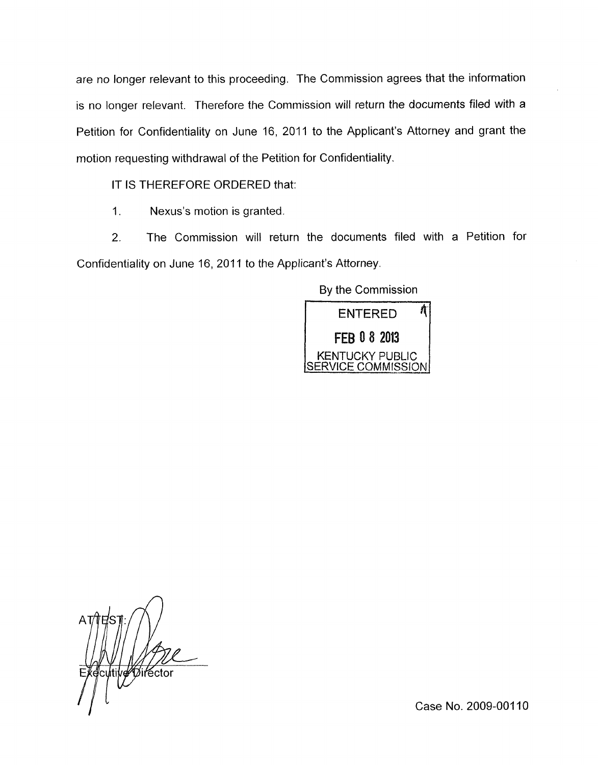are no longer relevant to this proceeding. The Commission agrees that the information is no longer relevant. Therefore the Commission will return the documents filed with a Petition for Confidentiality on June 16, 2011 to the Applicant's Attorney and grant the motion requesting withdrawal of the Petition for Confidentiality.

IT IS THEREFORE ORDERED that:

1. Nexus's motion is granted.

2. The Commission will return the documents filed with a Petition for Confidentiality on June 16, 2011 to the Applicant's Attorney.

By the Commission

ENTERED

FEB 08 2013

KENTUCKY PUBLIC SERVICE COMMISSION

ATTEST:

Executive Director

Case No. 2009-00110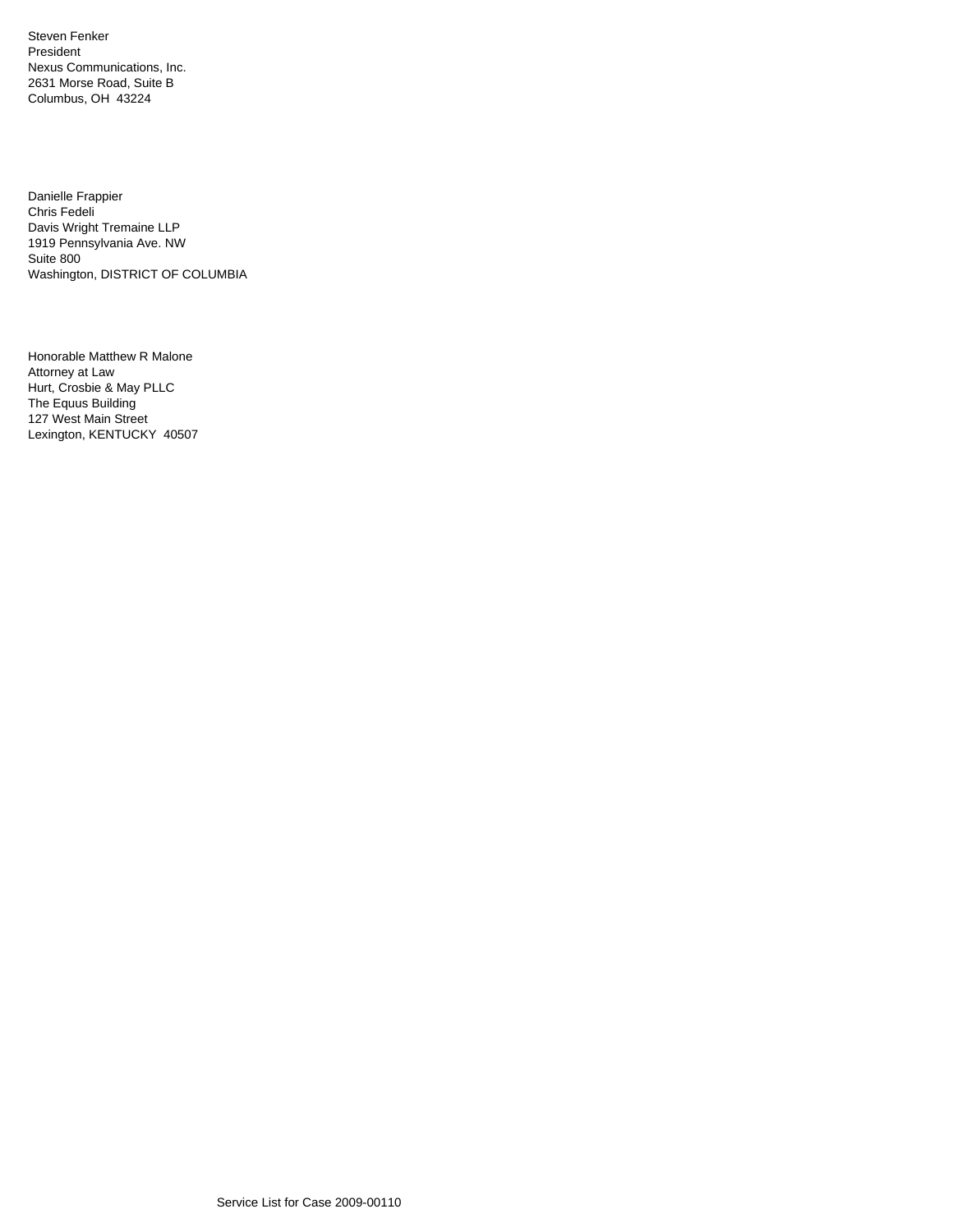Steven Fenker
President
Nexus Communications, Inc.
2631 Morse Road, Suite B
Columbus, OH  43224

Danielle Frappier
Chris Fedeli
Davis Wright Tremaine LLP
1919 Pennsylvania Ave. NW
Suite 800
Washington, DISTRICT OF COLUMBIA

Honorable Matthew R Malone
Attorney at Law
Hurt, Crosbie & May PLLC
The Equus Building
127 West Main Street
Lexington, KENTUCKY  40507

Service List for Case 2009-00110